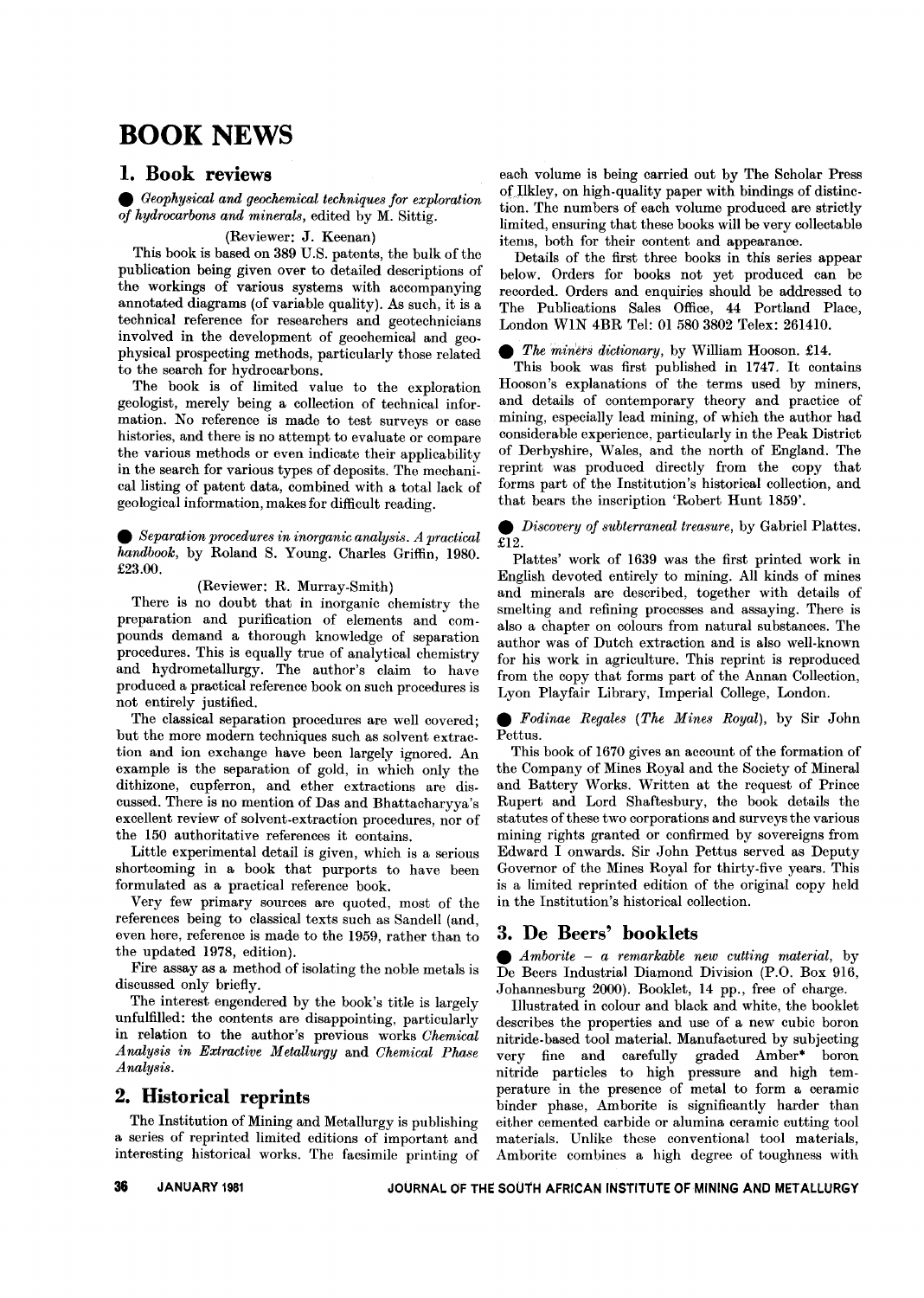# BOOK NEWS

## 1. Book reviews

● *Geophysical and geochemical techniques for exploration of hydrocarbons and minerals*, edited by M. Sittig.

(Reviewer: J. Keenan)

This book is based on 389 U.S. patents, the bulk of the publication being given over to detailed descriptions of the workings of various systems with accompanying annotated diagrams (of variable quality). As such, it is a technical reference for researchers and geotechnicians involved in the development of geochemical and geophysical prospecting methods, particularly those related to the search for hydrocarbons.

The book is of limited value to the exploration geologist, merely being a collection of technical information. No reference is made to test surveys or case histories, and there is no attempt to evaluate or compare the various methods or even indicate their applicability in the search for various types of deposits. The mechanical listing of patent data, combined with a total lack of geological information, makes for difficult reading.

● *Separation procedures in inorganic analysis. A practical handbook*, by Roland S. Young. Charles Griffin, 1980. £23.00.

(Reviewer: R. Murray-Smith)

There is no doubt that in inorganic chemistry the preparation and purification of elements and compounds demand a thorough knowledge of separation procedures. This is equally true of analytical chemistry and hydrometallurgy. The author's claim to have produced a practical reference book on such procedures is not entirely justified.

The classical separation procedures are well covered; but the more modern techniques such as solvent extraction and ion exchange have been largely ignored. An example is the separation of gold, in which only the dithizone, cupferron, and ether extractions are discussed. There is no mention of Das and Bhattacharyya's excellent review of solvent-extraction procedures, nor of the 150 authoritative references it contains.

Little experimental detail is given, which is a serious shortcoming in a book that purports to have been formulated as a practical reference book.

Very few primary sources are quoted, most of the references being to classical texts such as Sandell (and, even here, reference is made to the 1959, rather than to the updated 1978, edition).

Fire assay as a method of isolating the noble metals is discussed only briefly.

The interest engendered by the book's title is largely unfulfilled: the contents are disappointing, particularly in relation to the author's previous works *Chemical Analysis in Extractive Metallurgy* and *Chemical Phase Analysis*.

## 2. Historical reprints

The Institution of Mining and Metallurgy is publishing a series of reprinted limited editions of important and interesting historical works. The facsimile printing of each volume is being carried out by The Scholar Press of Ilkley, on high-quality paper with bindings of distinction. The numbers of each volume produced are strictly limited, ensuring that these books will be very collectable items, both for their content and appearance.

Details of the first three books in this series appear below. Orders for books not yet produced can be recorded. Orders and enquiries should be addressed to The Publications Sales Office, 44 Portland Place, London W1N 4BR Tel: 01 580 3802 Telex: 261410.

● *The miners dictionary*, by William Hooson. £14.

This book was first published in 1747. It contains Hooson's explanations of the terms used by miners, and details of contemporary theory and practice of mining, especially lead mining, of which the author had considerable experience, particularly in the Peak District of Derbyshire, Wales, and the north of England. The reprint was produced directly from the copy that forms part of the Institution's historical collection, and that bears the inscription 'Robert Hunt 1859'.

● *Discovery of subterraneal treasure*, by Gabriel Plattes. £12.

Plattes' work of 1639 was the first printed work in English devoted entirely to mining. All kinds of mines and minerals are described, together with details of the smelting and refining processes and assaying. There is also a chapter on colours from natural substances. The author was of Dutch extraction and is also well-known for his work in agriculture. This reprint is reproduced from the copy that forms part of the Annan Collection, Lyon Playfair Library, Imperial College, London.

● *Fodinae Regales (The Mines Royal)*, by Sir John Pettus.

This book of 1670 gives an account of the formation of the Company of Mines Royal and the Society of Mineral and Battery Works. Written at the request of Prince Rupert and Lord Shaftesbury, the book details the statutes of these two corporations and surveys the various mining rights granted or confirmed by sovereigns from Edward I onwards. Sir John Pettus served as Deputy Governor of the Mines Royal for thirty-five years. This is a limited reprinted edition of the original copy held in the Institution's historical collection.

## 3. De Beers' booklets

● *Amborite – a remarkable new cutting material*, by De Beers Industrial Diamond Division (P.O. Box 916, Johannesburg 2000). Booklet, 14 pp., free of charge.

Illustrated in colour and black and white, the booklet describes the properties and use of a new cubic boron nitride-based tool material. Manufactured by subjecting very fine and carefully graded Amber* boron nitride particles to high pressure and high temperature in the presence of metal to form a ceramic binder phase, Amborite is significantly harder than either cemented carbide or alumina ceramic cutting tool materials. Unlike these conventional tool materials, Amborite combines a high degree of toughness with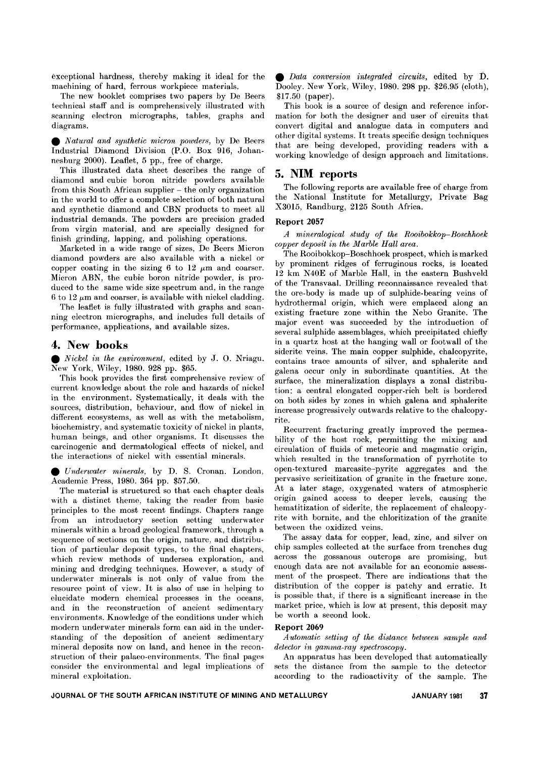exceptional hardness, thereby making it ideal for the machining of hard, ferrous workpiece materials.

The new booklet comprises two papers by De Beers technical staff and is comprehensively illustrated with scanning electron micrographs, tables, graphs and diagrams.

- *Natural and synthetic micron powders*, by De Beers Industrial Diamond Division (P.O. Box 916, Johannesburg 2000). Leaflet, 5 pp., free of charge.

This illustrated data sheet describes the range of diamond and cubic boron nitride powders available from this South African supplier – the only organization in the world to offer a complete selection of both natural and synthetic diamond and CBN products to meet all industrial demands. The powders are precision graded from virgin material, and are specially designed for finish grinding, lapping, and polishing operations.

Marketed in a wide range of sizes, De Beers Micron diamond powders are also available with a nickel or copper coating in the sizing 6 to 12 $\mu$m and coarser. Micron ABN, the cubic boron nitride powder, is produced to the same wide size spectrum and, in the range 6 to 12 $\mu$m and coarser, is available with nickel cladding.

The leaflet is fully illustrated with graphs and scanning electron micrographs, and includes full details of performance, applications, and available sizes.

## 4. New books

- *Nickel in the environment*, edited by J. O. Nriagu. New York, Wiley, 1980. 928 pp. $65.

This book provides the first comprehensive review of current knowledge about the role and hazards of nickel in the environment. Systematically, it deals with the sources, distribution, behaviour, and flow of nickel in different ecosystems, as well as with the metabolism, biochemistry, and systematic toxicity of nickel in plants, human beings, and other organisms. It discusses the carcinogenic and dermatological effects of nickel, and the interactions of nickel with essential minerals.

- *Underwater minerals*, by D. S. Cronan. London, Academic Press, 1980. 364 pp. $57.50.

The material is structured so that each chapter deals with a distinct theme, taking the reader from basic principles to the most recent findings. Chapters range from an introductory section setting underwater minerals within a broad geological framework, through a sequence of sections on the origin, nature, and distribution of particular deposit types, to the final chapters, which review methods of undersea exploration, and mining and dredging techniques. However, a study of underwater minerals is not only of value from the resource point of view. It is also of use in helping to elucidate modern chemical processes in the oceans, and in the reconstruction of ancient sedimentary environments. Knowledge of the conditions under which modern underwater minerals form can aid in the understanding of the deposition of ancient sedimentary mineral deposits now on land, and hence in the reconstruction of their palaeo-environments. The final pages consider the environmental and legal implications of mineral exploitation.

- *Data conversion integrated circuits*, edited by D. Dooley. New York, Wiley, 1980. 298 pp. $26.95 (cloth), $17.50 (paper).

This book is a source of design and reference information for both the designer and user of circuits that convert digital and analogue data in computers and other digital systems. It treats specific design techniques that are being developed, providing readers with a working knowledge of design approach and limitations.

## 5. NIM reports

The following reports are available free of charge from the National Institute for Metallurgy, Private Bag X3015, Randburg, 2125 South Africa.

### Report 2057

*A mineralogical study of the Rooibokkop–Boschhoek copper deposit in the Marble Hall area.*

The Rooibokkop–Boschhoek prospect, which is marked by prominent ridges of ferruginous rocks, is located 12 km N40E of Marble Hall, in the eastern Bushveld of the Transvaal. Drilling reconnaissance revealed that the ore-body is made up of sulphide-bearing veins of hydrothermal origin, which were emplaced along an existing fracture zone within the Nebo Granite. The major event was succeeded by the introduction of several sulphide assemblages, which precipitated chiefly in a quartz host at the hanging wall or footwall of the siderite veins. The main copper sulphide, chalcopyrite, contains trace amounts of silver, and sphalerite and galena occur only in subordinate quantities. At the surface, the mineralization displays a zonal distribution: a central elongated copper-rich belt is bordered on both sides by zones in which galena and sphalerite increase progressively outwards relative to the chalcopyrite.

Recurrent fracturing greatly improved the permeability of the host rock, permitting the mixing and circulation of fluids of meteoric and magmatic origin, which resulted in the transformation of pyrrhotite to open-textured marcasite–pyrite aggregates and the pervasive sericitization of granite in the fracture zone. At a later stage, oxygenated waters of atmospheric origin gained access to deeper levels, causing the hematitization of siderite, the replacement of chalcopyrite with bornite, and the chloritization of the granite between the oxidized veins.

The assay data for copper, lead, zinc, and silver on chip samples collected at the surface from trenches dug across the gossanous outcrops are promising, but enough data are not available for an economic assessment of the prospect. There are indications that the distribution of the copper is patchy and erratic. It is possible that, if there is a significant increase in the market price, which is low at present, this deposit may be worth a second look.

### Report 2069

*Automatic setting of the distance between sample and detector in gamma-ray spectroscopy.*

An apparatus has been developed that automatically sets the distance from the sample to the detector according to the radioactivity of the sample. The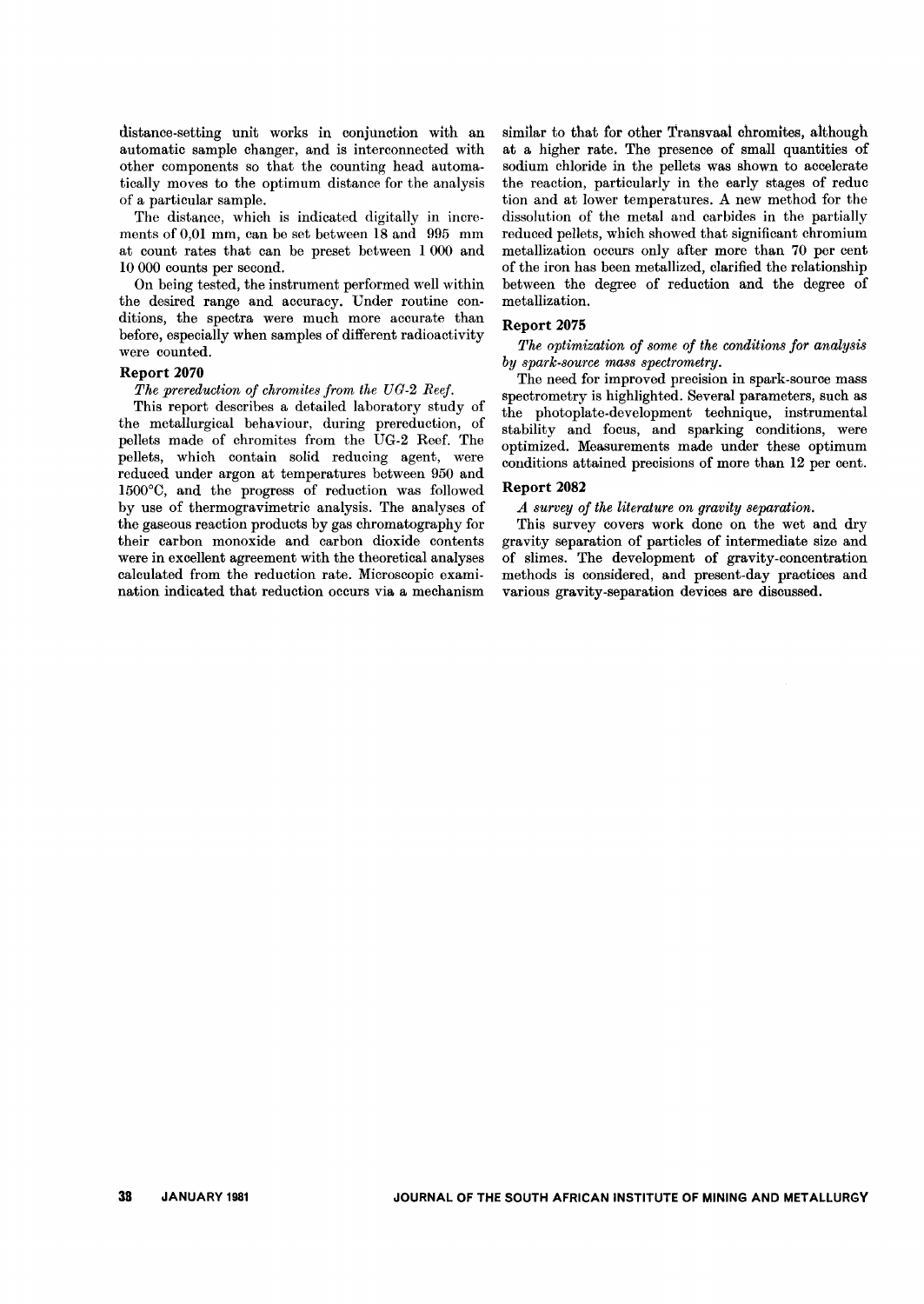distance-setting unit works in conjunction with an automatic sample changer, and is interconnected with other components so that the counting head automatically moves to the optimum distance for the analysis of a particular sample.

The distance, which is indicated digitally in increments of 0,01 mm, can be set between 18 and 995 mm at count rates that can be preset between 1 000 and 10 000 counts per second.

On being tested, the instrument performed well within the desired range and accuracy. Under routine conditions, the spectra were much more accurate than before, especially when samples of different radioactivity were counted.

### Report 2070

*The prereduction of chromites from the UG-2 Reef.*

This report describes a detailed laboratory study of the metallurgical behaviour, during prereduction, of pellets made of chromites from the UG-2 Reef. The pellets, which contain solid reducing agent, were reduced under argon at temperatures between 950 and 1500°C, and the progress of reduction was followed by use of thermogravimetric analysis. The analyses of the gaseous reaction products by gas chromatography for their carbon monoxide and carbon dioxide contents were in excellent agreement with the theoretical analyses calculated from the reduction rate. Microscopic examination indicated that reduction occurs via a mechanism similar to that for other Transvaal chromites, although at a higher rate. The presence of small quantities of sodium chloride in the pellets was shown to accelerate the reaction, particularly in the early stages of reduc tion and at lower temperatures. A new method for the dissolution of the metal and carbides in the partially reduced pellets, which showed that significant chromium metallization occurs only after more than 70 per cent of the iron has been metallized, clarified the relationship between the degree of reduction and the degree of metallization.

### Report 2075

*The optimization of some of the conditions for analysis by spark-source mass spectrometry.*

The need for improved precision in spark-source mass spectrometry is highlighted. Several parameters, such as the photoplate-development technique, instrumental stability and focus, and sparking conditions, were optimized. Measurements made under these optimum conditions attained precisions of more than 12 per cent.

### Report 2082

*A survey of the literature on gravity separation.*

This survey covers work done on the wet and dry gravity separation of particles of intermediate size and of slimes. The development of gravity-concentration methods is considered, and present-day practices and various gravity-separation devices are discussed.